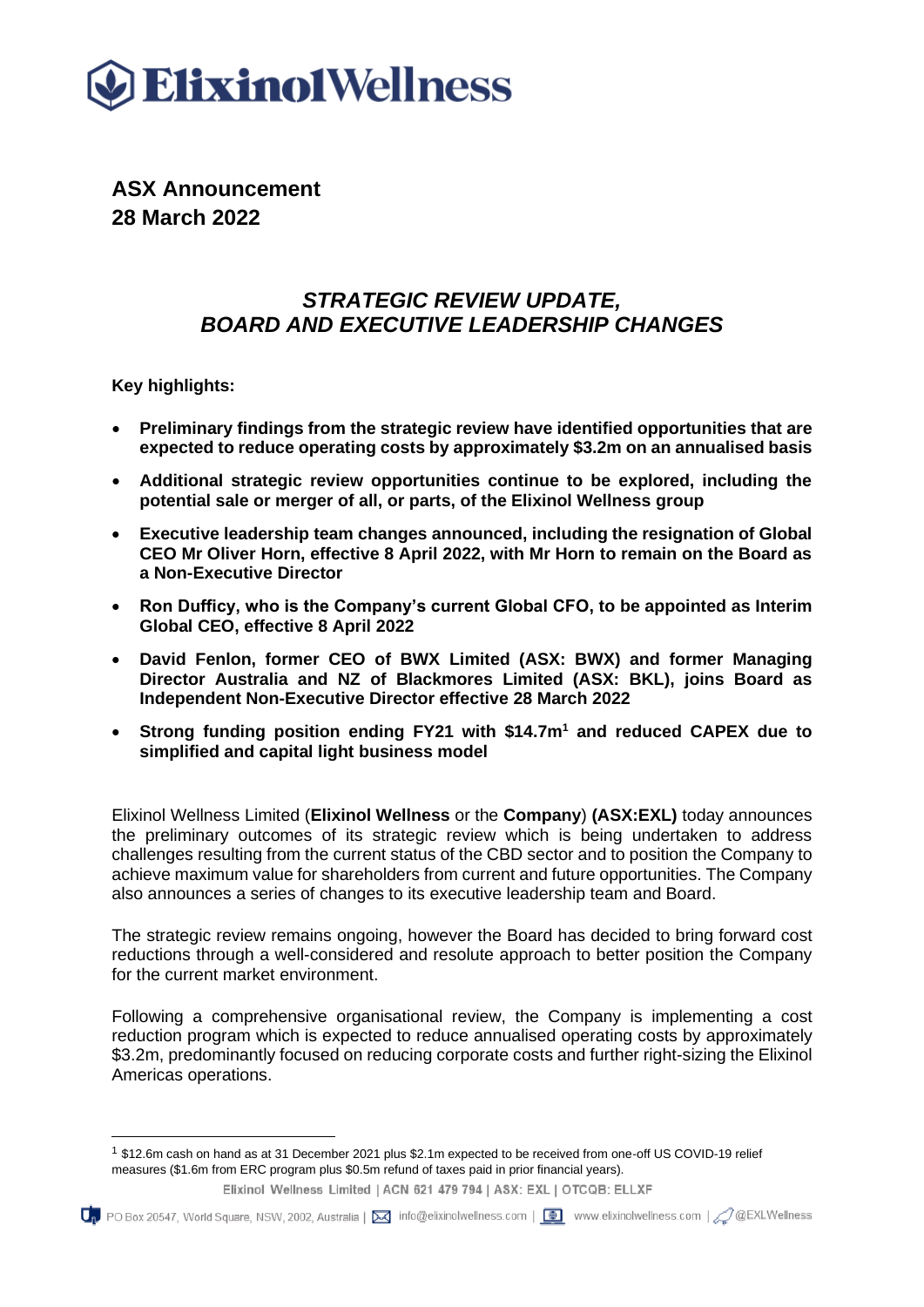# ElixinolWellness

## ASX Announcement
## 28 March 2022

### *STRATEGIC REVIEW UPDATE, BOARD AND EXECUTIVE LEADERSHIP CHANGES*

**Key highlights:**

- **Preliminary findings from the strategic review have identified opportunities that are expected to reduce operating costs by approximately $3.2m on an annualised basis**
- **Additional strategic review opportunities continue to be explored, including the potential sale or merger of all, or parts, of the Elixinol Wellness group**
- **Executive leadership team changes announced, including the resignation of Global CEO Mr Oliver Horn, effective 8 April 2022, with Mr Horn to remain on the Board as a Non-Executive Director**
- **Ron Dufficy, who is the Company's current Global CFO, to be appointed as Interim Global CEO, effective 8 April 2022**
- **David Fenlon, former CEO of BWX Limited (ASX: BWX) and former Managing Director Australia and NZ of Blackmores Limited (ASX: BKL), joins Board as Independent Non-Executive Director effective 28 March 2022**
- **Strong funding position ending FY21 with $14.7m[1] and reduced CAPEX due to simplified and capital light business model**

Elixinol Wellness Limited (**Elixinol Wellness** or the **Company**) **(ASX:EXL)** today announces the preliminary outcomes of its strategic review which is being undertaken to address challenges resulting from the current status of the CBD sector and to position the Company to achieve maximum value for shareholders from current and future opportunities. The Company also announces a series of changes to its executive leadership team and Board.

The strategic review remains ongoing, however the Board has decided to bring forward cost reductions through a well-considered and resolute approach to better position the Company for the current market environment.

Following a comprehensive organisational review, the Company is implementing a cost reduction program which is expected to reduce annualised operating costs by approximately $3.2m, predominantly focused on reducing corporate costs and further right-sizing the Elixinol Americas operations.

[1] $12.6m cash on hand as at 31 December 2021 plus $2.1m expected to be received from one-off US COVID-19 relief measures ($1.6m from ERC program plus $0.5m refund of taxes paid in prior financial years).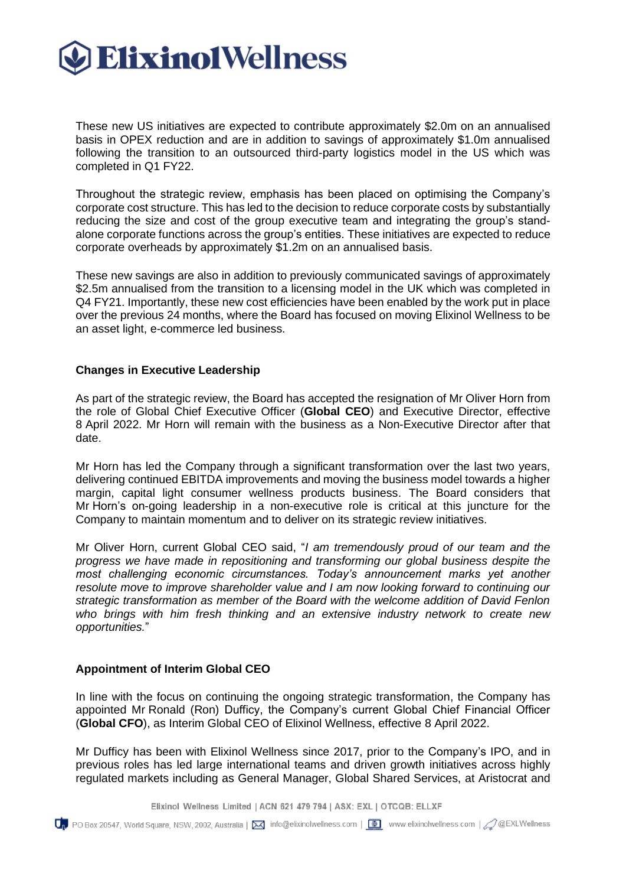These new US initiatives are expected to contribute approximately $2.0m on an annualised basis in OPEX reduction and are in addition to savings of approximately $1.0m annualised following the transition to an outsourced third-party logistics model in the US which was completed in Q1 FY22.

Throughout the strategic review, emphasis has been placed on optimising the Company's corporate cost structure. This has led to the decision to reduce corporate costs by substantially reducing the size and cost of the group executive team and integrating the group's stand-alone corporate functions across the group's entities. These initiatives are expected to reduce corporate overheads by approximately $1.2m on an annualised basis.

These new savings are also in addition to previously communicated savings of approximately $2.5m annualised from the transition to a licensing model in the UK which was completed in Q4 FY21. Importantly, these new cost efficiencies have been enabled by the work put in place over the previous 24 months, where the Board has focused on moving Elixinol Wellness to be an asset light, e-commerce led business.

## Changes in Executive Leadership

As part of the strategic review, the Board has accepted the resignation of Mr Oliver Horn from the role of Global Chief Executive Officer (**Global CEO**) and Executive Director, effective 8 April 2022. Mr Horn will remain with the business as a Non-Executive Director after that date.

Mr Horn has led the Company through a significant transformation over the last two years, delivering continued EBITDA improvements and moving the business model towards a higher margin, capital light consumer wellness products business. The Board considers that Mr Horn's on-going leadership in a non-executive role is critical at this juncture for the Company to maintain momentum and to deliver on its strategic review initiatives.

Mr Oliver Horn, current Global CEO said, "*I am tremendously proud of our team and the progress we have made in repositioning and transforming our global business despite the most challenging economic circumstances. Today's announcement marks yet another resolute move to improve shareholder value and I am now looking forward to continuing our strategic transformation as member of the Board with the welcome addition of David Fenlon who brings with him fresh thinking and an extensive industry network to create new opportunities.*"

## Appointment of Interim Global CEO

In line with the focus on continuing the ongoing strategic transformation, the Company has appointed Mr Ronald (Ron) Dufficy, the Company's current Global Chief Financial Officer (**Global CFO**), as Interim Global CEO of Elixinol Wellness, effective 8 April 2022.

Mr Dufficy has been with Elixinol Wellness since 2017, prior to the Company's IPO, and in previous roles has led large international teams and driven growth initiatives across highly regulated markets including as General Manager, Global Shared Services, at Aristocrat and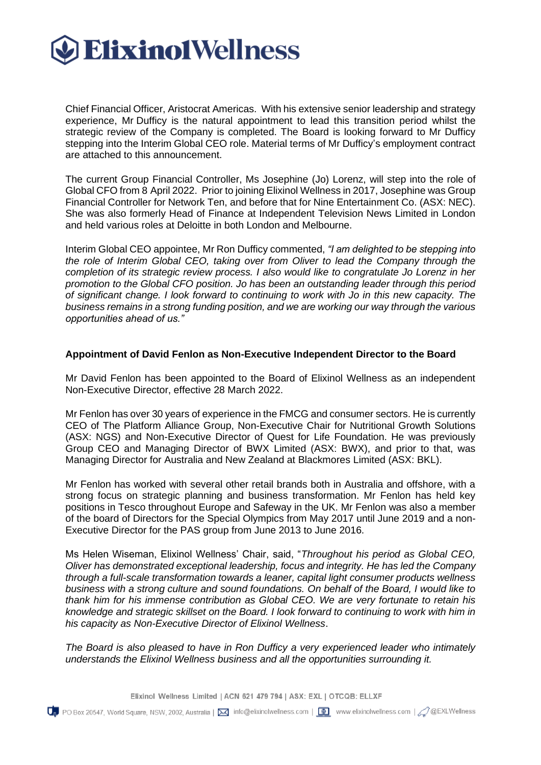Chief Financial Officer, Aristocrat Americas. With his extensive senior leadership and strategy experience, Mr Dufficy is the natural appointment to lead this transition period whilst the strategic review of the Company is completed. The Board is looking forward to Mr Dufficy stepping into the Interim Global CEO role. Material terms of Mr Dufficy's employment contract are attached to this announcement.

The current Group Financial Controller, Ms Josephine (Jo) Lorenz, will step into the role of Global CFO from 8 April 2022. Prior to joining Elixinol Wellness in 2017, Josephine was Group Financial Controller for Network Ten, and before that for Nine Entertainment Co. (ASX: NEC). She was also formerly Head of Finance at Independent Television News Limited in London and held various roles at Deloitte in both London and Melbourne.

Interim Global CEO appointee, Mr Ron Dufficy commented, *"I am delighted to be stepping into the role of Interim Global CEO, taking over from Oliver to lead the Company through the completion of its strategic review process. I also would like to congratulate Jo Lorenz in her promotion to the Global CFO position. Jo has been an outstanding leader through this period of significant change. I look forward to continuing to work with Jo in this new capacity. The business remains in a strong funding position, and we are working our way through the various opportunities ahead of us."*

**Appointment of David Fenlon as Non-Executive Independent Director to the Board**

Mr David Fenlon has been appointed to the Board of Elixinol Wellness as an independent Non-Executive Director, effective 28 March 2022.

Mr Fenlon has over 30 years of experience in the FMCG and consumer sectors. He is currently CEO of The Platform Alliance Group, Non-Executive Chair for Nutritional Growth Solutions (ASX: NGS) and Non-Executive Director of Quest for Life Foundation. He was previously Group CEO and Managing Director of BWX Limited (ASX: BWX), and prior to that, was Managing Director for Australia and New Zealand at Blackmores Limited (ASX: BKL).

Mr Fenlon has worked with several other retail brands both in Australia and offshore, with a strong focus on strategic planning and business transformation. Mr Fenlon has held key positions in Tesco throughout Europe and Safeway in the UK. Mr Fenlon was also a member of the board of Directors for the Special Olympics from May 2017 until June 2019 and a non-Executive Director for the PAS group from June 2013 to June 2016.

Ms Helen Wiseman, Elixinol Wellness' Chair, said, "*Throughout his period as Global CEO, Oliver has demonstrated exceptional leadership, focus and integrity. He has led the Company through a full-scale transformation towards a leaner, capital light consumer products wellness business with a strong culture and sound foundations. On behalf of the Board, I would like to thank him for his immense contribution as Global CEO. We are very fortunate to retain his knowledge and strategic skillset on the Board. I look forward to continuing to work with him in his capacity as Non-Executive Director of Elixinol Wellness*.

*The Board is also pleased to have in Ron Dufficy a very experienced leader who intimately understands the Elixinol Wellness business and all the opportunities surrounding it.*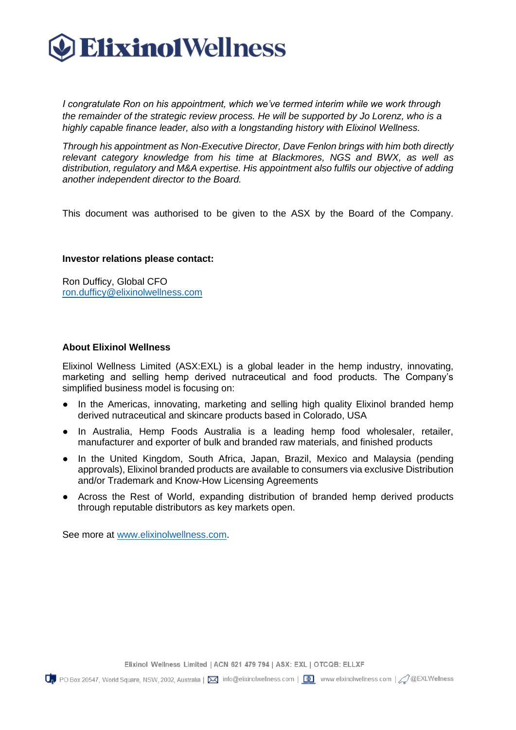*I congratulate Ron on his appointment, which we've termed interim while we work through the remainder of the strategic review process. He will be supported by Jo Lorenz, who is a highly capable finance leader, also with a longstanding history with Elixinol Wellness.*

*Through his appointment as Non-Executive Director, Dave Fenlon brings with him both directly relevant category knowledge from his time at Blackmores, NGS and BWX, as well as distribution, regulatory and M&A expertise. His appointment also fulfils our objective of adding another independent director to the Board.*

This document was authorised to be given to the ASX by the Board of the Company.

**Investor relations please contact:**

Ron Dufficy, Global CFO
ron.dufficy@elixinolwellness.com

**About Elixinol Wellness**

Elixinol Wellness Limited (ASX:EXL) is a global leader in the hemp industry, innovating, marketing and selling hemp derived nutraceutical and food products. The Company's simplified business model is focusing on:

- In the Americas, innovating, marketing and selling high quality Elixinol branded hemp derived nutraceutical and skincare products based in Colorado, USA
- In Australia, Hemp Foods Australia is a leading hemp food wholesaler, retailer, manufacturer and exporter of bulk and branded raw materials, and finished products
- In the United Kingdom, South Africa, Japan, Brazil, Mexico and Malaysia (pending approvals), Elixinol branded products are available to consumers via exclusive Distribution and/or Trademark and Know-How Licensing Agreements
- Across the Rest of World, expanding distribution of branded hemp derived products through reputable distributors as key markets open.

See more at www.elixinolwellness.com.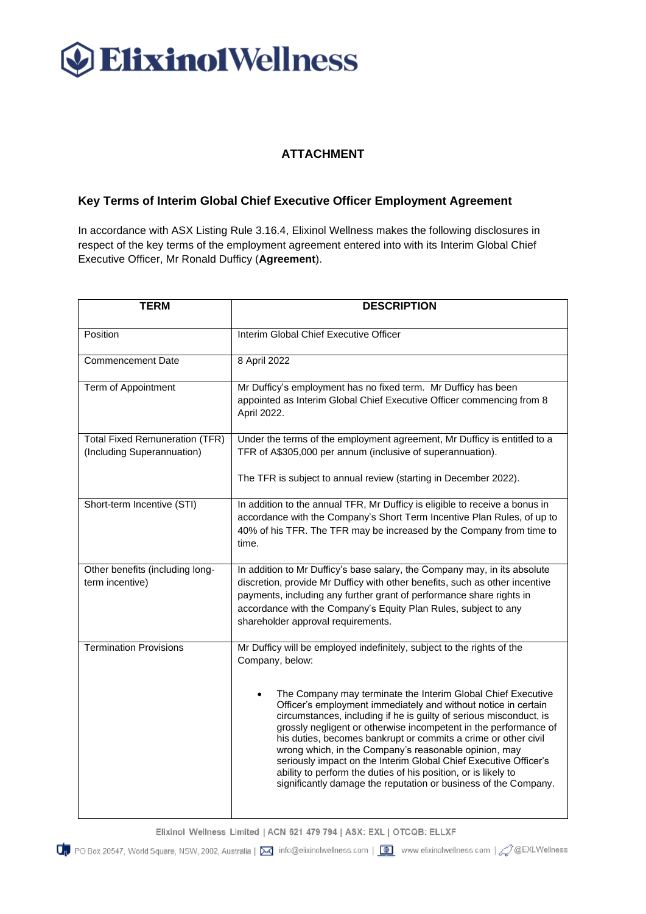# ElixinolWellness

## ATTACHMENT

### Key Terms of Interim Global Chief Executive Officer Employment Agreement

In accordance with ASX Listing Rule 3.16.4, Elixinol Wellness makes the following disclosures in respect of the key terms of the employment agreement entered into with its Interim Global Chief Executive Officer, Mr Ronald Dufficy (**Agreement**).

| TERM | DESCRIPTION |
|---|---|
| Position | Interim Global Chief Executive Officer |
| Commencement Date | 8 April 2022 |
| Term of Appointment | Mr Dufficy's employment has no fixed term. Mr Dufficy has been appointed as Interim Global Chief Executive Officer commencing from 8 April 2022. |
| Total Fixed Remuneration (TFR) (Including Superannuation) | Under the terms of the employment agreement, Mr Dufficy is entitled to a TFR of A$305,000 per annum (inclusive of superannuation).<br><br>The TFR is subject to annual review (starting in December 2022). |
| Short-term Incentive (STI) | In addition to the annual TFR, Mr Dufficy is eligible to receive a bonus in accordance with the Company's Short Term Incentive Plan Rules, of up to 40% of his TFR. The TFR may be increased by the Company from time to time. |
| Other benefits (including long-term incentive) | In addition to Mr Dufficy's base salary, the Company may, in its absolute discretion, provide Mr Dufficy with other benefits, such as other incentive payments, including any further grant of performance share rights in accordance with the Company's Equity Plan Rules, subject to any shareholder approval requirements. |
| Termination Provisions | Mr Dufficy will be employed indefinitely, subject to the rights of the Company, below:<br><br>• The Company may terminate the Interim Global Chief Executive Officer's employment immediately and without notice in certain circumstances, including if he is guilty of serious misconduct, is grossly negligent or otherwise incompetent in the performance of his duties, becomes bankrupt or commits a crime or other civil wrong which, in the Company's reasonable opinion, may seriously impact on the Interim Global Chief Executive Officer's ability to perform the duties of his position, or is likely to significantly damage the reputation or business of the Company. |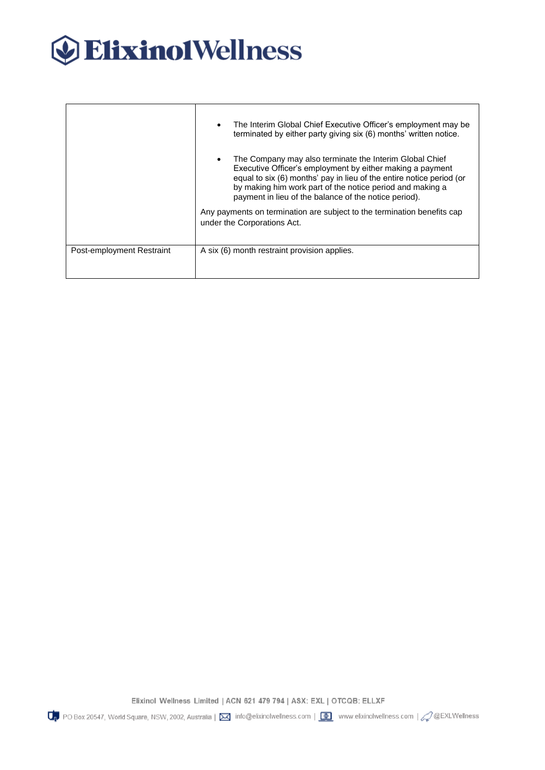| | |
|---|---|
| | • The Interim Global Chief Executive Officer's employment may be terminated by either party giving six (6) months' written notice.<br><br>• The Company may also terminate the Interim Global Chief Executive Officer's employment by either making a payment equal to six (6) months' pay in lieu of the entire notice period (or by making him work part of the notice period and making a payment in lieu of the balance of the notice period).<br><br>Any payments on termination are subject to the termination benefits cap under the Corporations Act. |
| Post-employment Restraint | A six (6) month restraint provision applies. |